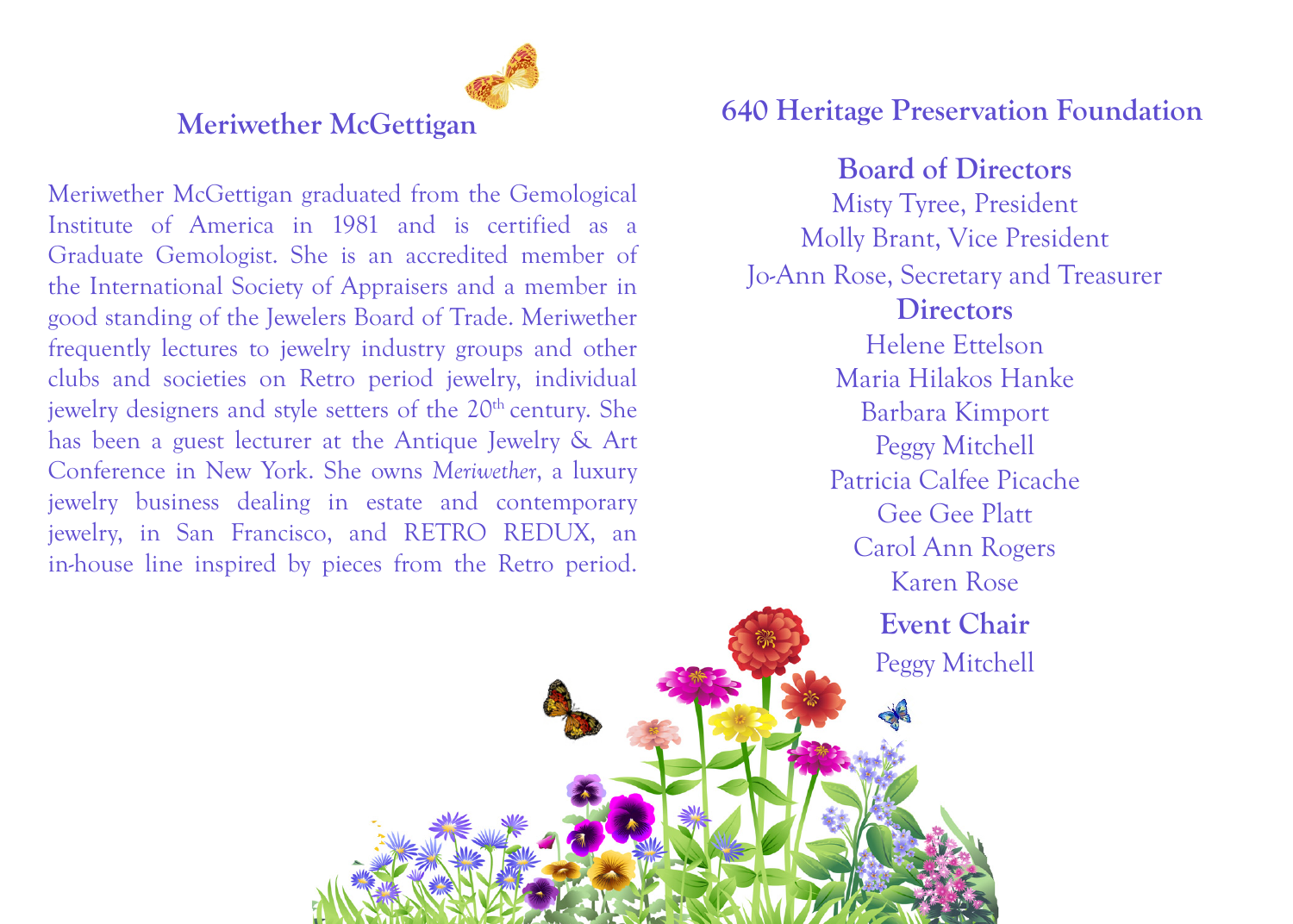## Meriwether McGettigan

Meriwether McGettigan graduated from the Gemological Institute of America in 1981 and is certified as a Graduate Gemologist. She is an accredited member of the International Society of Appraisers and a member in good standing of the Jewelers Board of Trade. Meriwether frequently lectures to jewelry industry groups and other clubs and societies on Retro period jewelry, individual jewelry designers and style setters of the 20th century. She has been a guest lecturer at the Antique Jewelry & Art Conference in New York. She owns *Meriwether*, a luxury jewelry business dealing in estate and contemporary jewelry, in San Francisco, and RETRO REDUX, an in-house line inspired by pieces from the Retro period.

## 640 Heritage Preservation Foundation

### Board of Directors

Misty Tyree, President
Molly Brant, Vice President
Jo-Ann Rose, Secretary and Treasurer

### Directors

Helene Ettelson
Maria Hilakos Hanke
Barbara Kimport
Peggy Mitchell
Patricia Calfee Picache
Gee Gee Platt
Carol Ann Rogers
Karen Rose

### Event Chair

Peggy Mitchell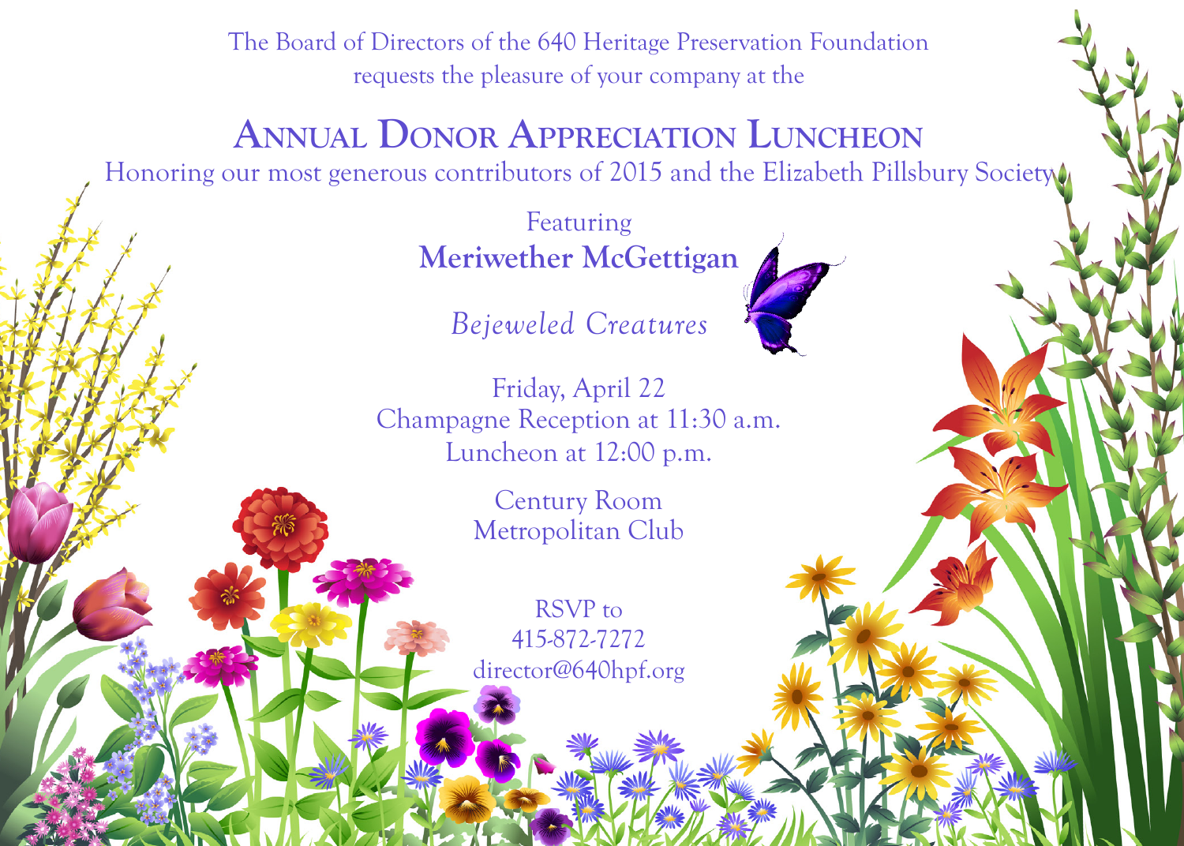The Board of Directors of the 640 Heritage Preservation Foundation
requests the pleasure of your company at the

# Annual Donor Appreciation Luncheon

Honoring our most generous contributors of 2015 and the Elizabeth Pillsbury Society

Featuring
**Meriwether McGettigan**

*Bejeweled Creatures*

Friday, April 22
Champagne Reception at 11:30 a.m.
Luncheon at 12:00 p.m.

Century Room
Metropolitan Club

RSVP to
415-872-7272
director@640hpf.org